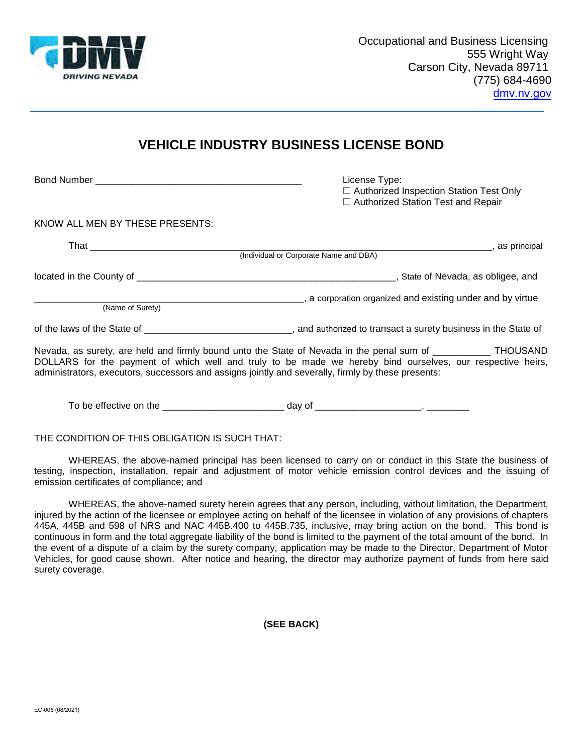DMV DRIVING NEVADA

Occupational and Business Licensing
555 Wright Way
Carson City, Nevada 89711
(775) 684-4690
dmv.nv.gov

# VEHICLE INDUSTRY BUSINESS LICENSE BOND

Bond Number ________________________________________

License Type:
☐ Authorized Inspection Station Test Only
☐ Authorized Station Test and Repair

KNOW ALL MEN BY THESE PRESENTS:

That ________________________________________________________________________________, as principal
(Individual or Corporate Name and DBA)

located in the County of __________________________________________________, State of Nevada, as obligee, and

__________________________________________________, a corporation organized and existing under and by virtue
(Name of Surety)

of the laws of the State of ___________________________, and authorized to transact a surety business in the State of

Nevada, as surety, are held and firmly bound unto the State of Nevada in the penal sum of __________ THOUSAND DOLLARS for the payment of which well and truly to be made we hereby bind ourselves, our respective heirs, administrators, executors, successors and assigns jointly and severally, firmly by these presents:

To be effective on the ______________________ day of ___________________, ________

THE CONDITION OF THIS OBLIGATION IS SUCH THAT:

WHEREAS, the above-named principal has been licensed to carry on or conduct in this State the business of testing, inspection, installation, repair and adjustment of motor vehicle emission control devices and the issuing of emission certificates of compliance; and

WHEREAS, the above-named surety herein agrees that any person, including, without limitation, the Department, injured by the action of the licensee or employee acting on behalf of the licensee in violation of any provisions of chapters 445A, 445B and 598 of NRS and NAC 445B.400 to 445B.735, inclusive, may bring action on the bond. This bond is continuous in form and the total aggregate liability of the bond is limited to the payment of the total amount of the bond. In the event of a dispute of a claim by the surety company, application may be made to the Director, Department of Motor Vehicles, for good cause shown. After notice and hearing, the director may authorize payment of funds from here said surety coverage.

**(SEE BACK)**

EC-006 (08/2021)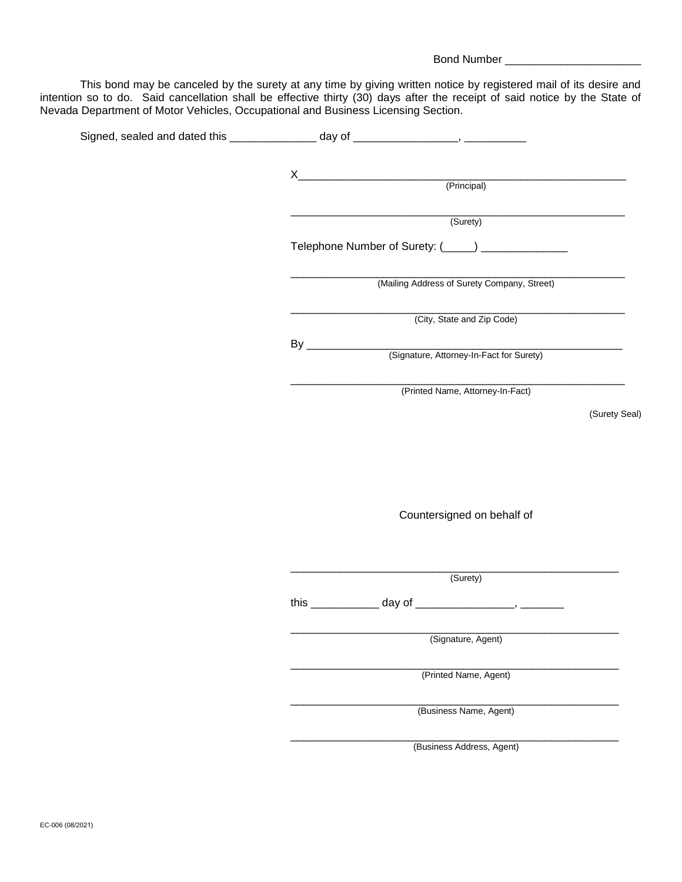Bond Number ______________________

This bond may be canceled by the surety at any time by giving written notice by registered mail of its desire and intention so to do. Said cancellation shall be effective thirty (30) days after the receipt of said notice by the State of Nevada Department of Motor Vehicles, Occupational and Business Licensing Section.

Signed, sealed and dated this ______________ day of _________________, __________

X________________________________________________________
(Principal)

_________________________________________________________
(Surety)

Telephone Number of Surety: (_____) ______________

_________________________________________________________
(Mailing Address of Surety Company, Street)

_________________________________________________________
(City, State and Zip Code)

By _______________________________________________________
(Signature, Attorney-In-Fact for Surety)

_________________________________________________________
(Printed Name, Attorney-In-Fact)

(Surety Seal)

Countersigned on behalf of

_________________________________________________________
(Surety)

this ___________ day of ________________, _______

_________________________________________________________
(Signature, Agent)

_________________________________________________________
(Printed Name, Agent)

_________________________________________________________
(Business Name, Agent)

_________________________________________________________
(Business Address, Agent)

EC-006 (08/2021)